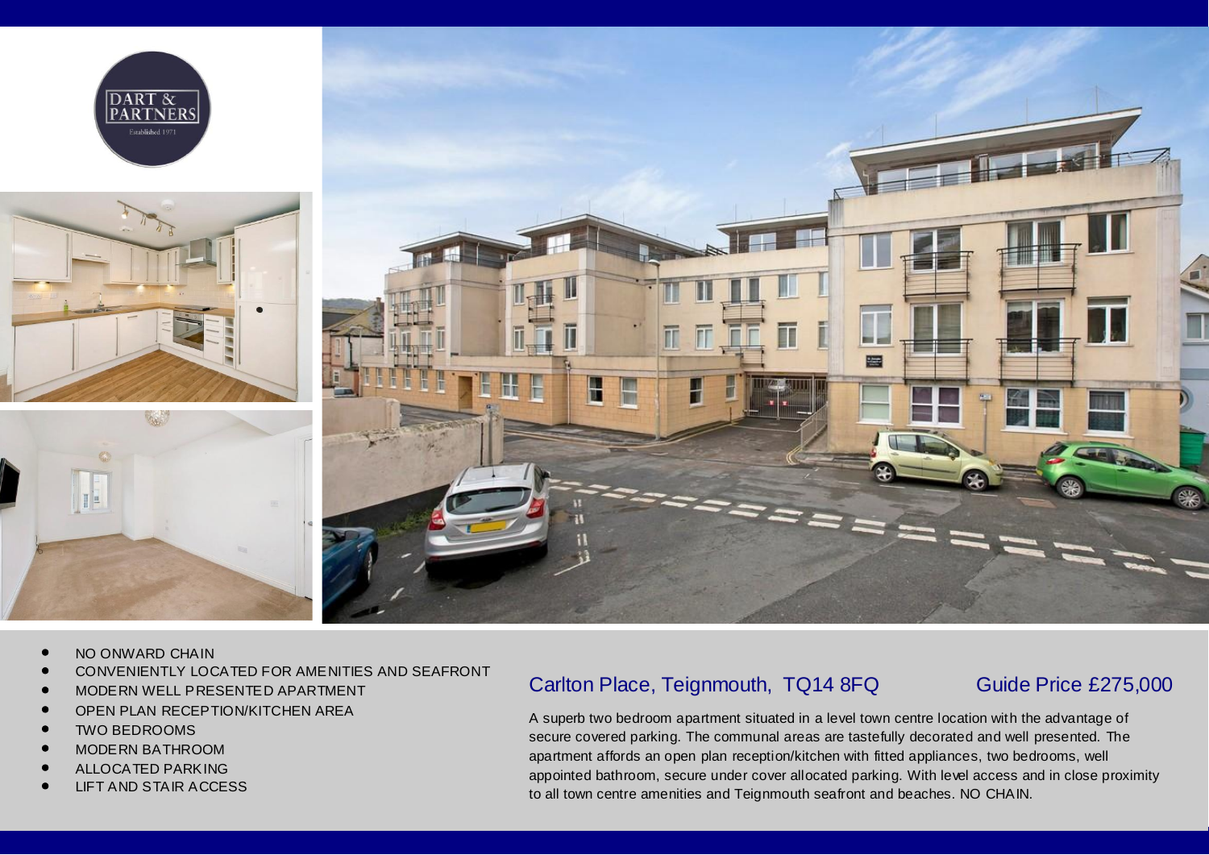- NO ONWARD CHAIN
- CONVENIENTLY LOCATED FOR AMENITIES AND SEAFRONT
- MODERN WELL PRESENTED APARTMENT
- OPEN PLAN RECEPTION/KITCHEN AREA
- TWO BEDROOMS
- MODERN BATHROOM
- ALLOCATED PARKING
- LIFT AND STAIR ACCESS

## Carlton Place, Teignmouth, TQ14 8FQ

## Guide Price £275,000

A superb two bedroom apartment situated in a level town centre location with the advantage of secure covered parking. The communal areas are tastefully decorated and well presented. The apartment affords an open plan reception/kitchen with fitted appliances, two bedrooms, well appointed bathroom, secure under cover allocated parking. With level access and in close proximity to all town centre amenities and Teignmouth seafront and beaches. NO CHAIN.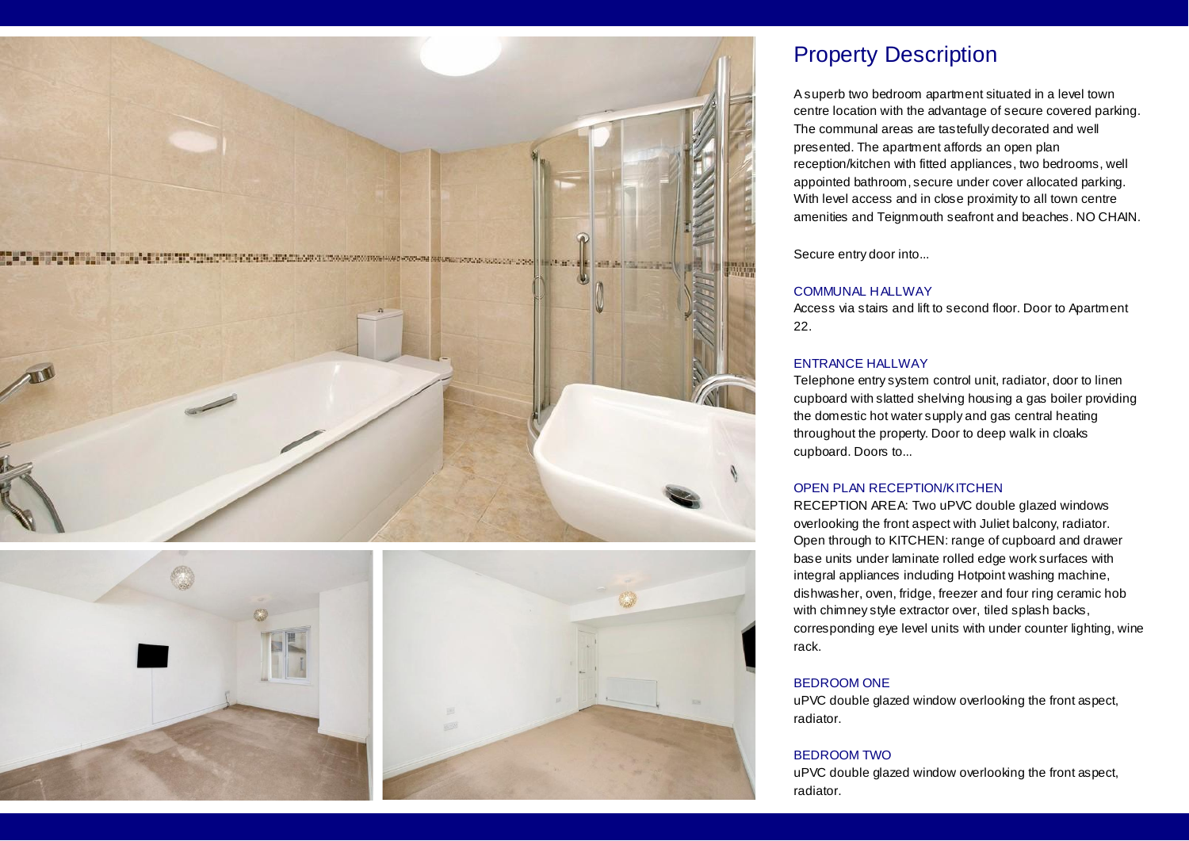## Property Description

A superb two bedroom apartment situated in a level town centre location with the advantage of secure covered parking. The communal areas are tastefully decorated and well presented. The apartment affords an open plan reception/kitchen with fitted appliances, two bedrooms, well appointed bathroom, secure under cover allocated parking. With level access and in close proximity to all town centre amenities and Teignmouth seafront and beaches. NO CHAIN.

Secure entry door into...

### COMMUNAL HALLWAY

Access via stairs and lift to second floor. Door to Apartment 22.

### ENTRANCE HALLWAY

Telephone entry system control unit, radiator, door to linen cupboard with slatted shelving housing a gas boiler providing the domestic hot water supply and gas central heating throughout the property. Door to deep walk in cloaks cupboard. Doors to...

### OPEN PLAN RECEPTION/KITCHEN

RECEPTION AREA: Two uPVC double glazed windows overlooking the front aspect with Juliet balcony, radiator. Open through to KITCHEN: range of cupboard and drawer base units under laminate rolled edge work surfaces with integral appliances including Hotpoint washing machine, dishwasher, oven, fridge, freezer and four ring ceramic hob with chimney style extractor over, tiled splash backs, corresponding eye level units with under counter lighting, wine rack.

### BEDROOM ONE

uPVC double glazed window overlooking the front aspect, radiator.

### BEDROOM TWO

uPVC double glazed window overlooking the front aspect, radiator.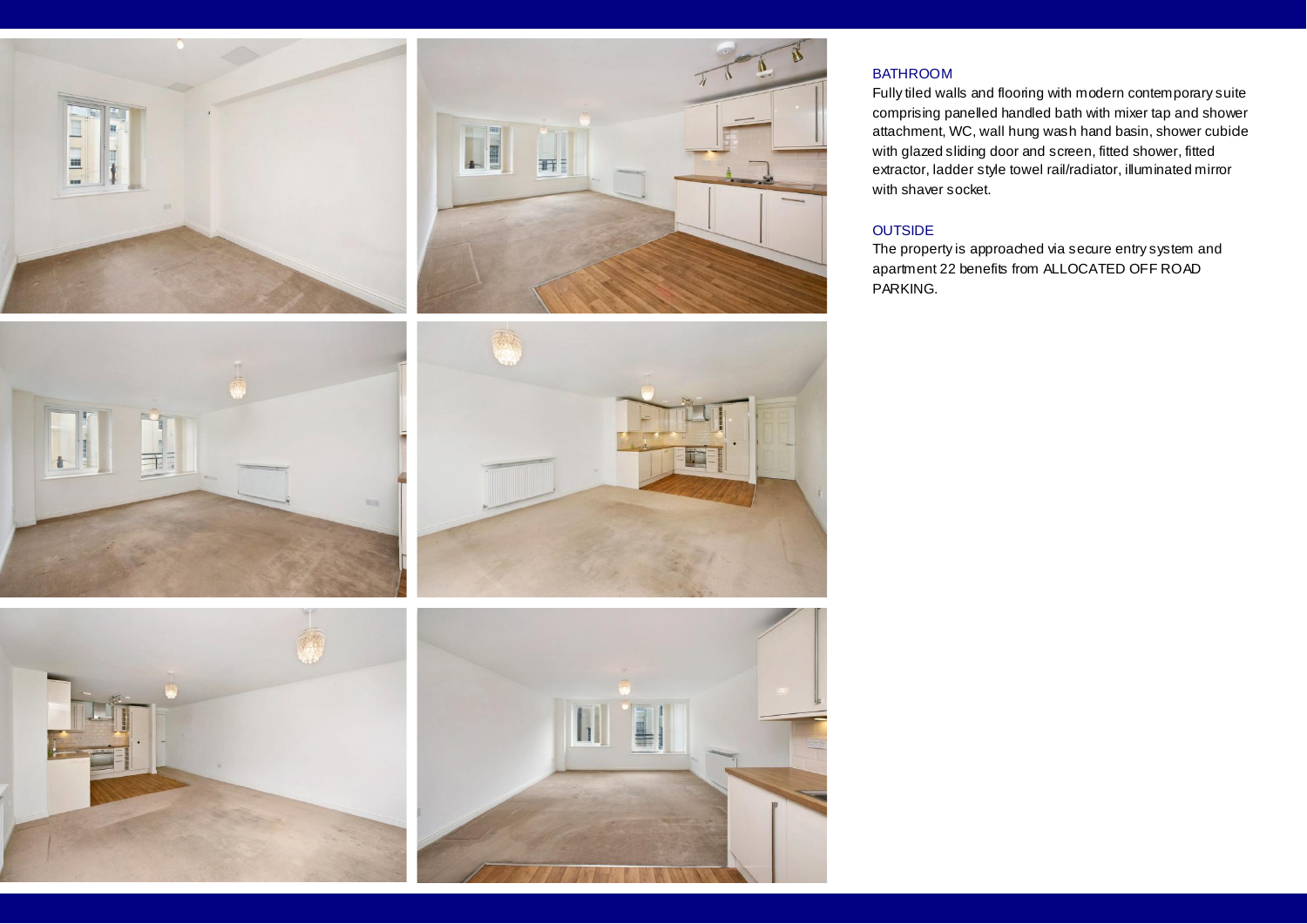## BATHROOM

Fully tiled walls and flooring with modern contemporary suite comprising panelled handled bath with mixer tap and shower attachment, WC, wall hung wash hand basin, shower cubicle with glazed sliding door and screen, fitted shower, fitted extractor, ladder style towel rail/radiator, illuminated mirror with shaver socket.

## OUTSIDE

The property is approached via secure entry system and apartment 22 benefits from ALLOCATED OFF ROAD PARKING.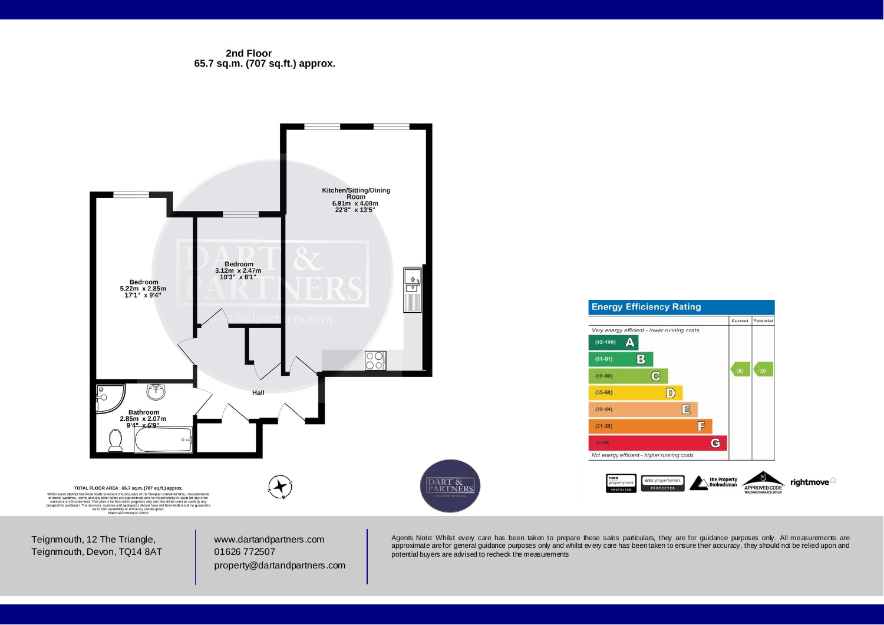**2nd Floor**
**65.7 sq.m. (707 sq.ft.) approx.**

Kitchen/Sitting/Dining Room
6.91m x 4.08m
22'8" x 13'5"

Bedroom
3.12m x 2.47m
10'3" x 8'1"

Bedroom
5.22m x 2.85m
17'1" x 9'4"

Hall

Bathroom
2.85m x 2.07m
9'4" x 6'9"

TOTAL FLOOR AREA : 65.7 sq.m. (707 sq.ft.) approx.

Whilst every attempt has been made to ensure the accuracy of the floorplan contained here, measurements of doors, windows, rooms and any other items are approximate and no responsibility is taken for any error, omission or mis-statement. This plan is for illustrative purposes only and should be used as such by any prospective purchaser. The services, systems and appliances shown have not been tested and no guarantee as to their operability or efficiency can be given.
Made with Metropix ©2022

**Energy Efficiency Rating**

| | Current | Potential |
|---|---|---|
| *Very energy efficient - lower running costs* | | |
| (92-100) A | | |
| (81-91) B | | |
| (69-80) C | 80 | 80 |
| (55-68) D | | |
| (39-54) E | | |
| (21-38) F | | |
| (1-20) G | | |
| *Not energy efficient - higher running costs* | | |

Teignmouth, 12 The Triangle,
Teignmouth, Devon, TQ14 8AT

www.dartandpartners.com
01626 772507
property@dartandpartners.com

Agents Note: Whilst every care has been taken to prepare these sales particulars, they are for guidance purposes only. All measurements are approximate are for general guidance purposes only and whilst every care has been taken to ensure their accuracy, they should not be relied upon and potential buyers are advised to recheck the measurements